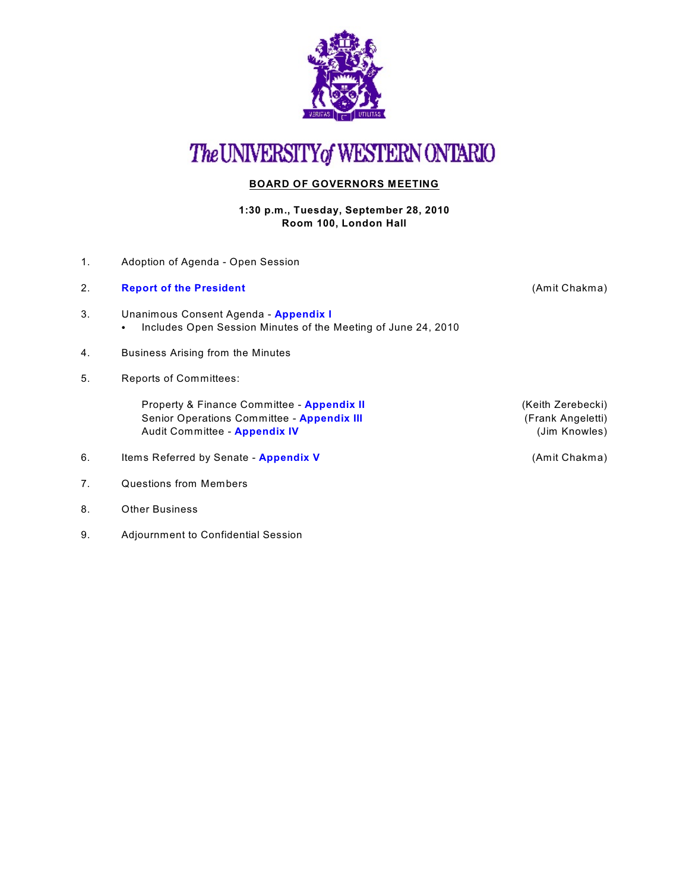# The UNIVERSITY of WESTERN ONTARIO

## BOARD OF GOVERNORS MEETING

**1:30 p.m., Tuesday, September 28, 2010**
**Room 100, London Hall**

1. Adoption of Agenda - Open Session

2. **Report of the President** (Amit Chakma)

3. Unanimous Consent Agenda - **Appendix I**
   - Includes Open Session Minutes of the Meeting of June 24, 2010

4. Business Arising from the Minutes

5. Reports of Committees:

   Property & Finance Committee - **Appendix II** (Keith Zerebecki)
   Senior Operations Committee - **Appendix III** (Frank Angeletti)
   Audit Committee - **Appendix IV** (Jim Knowles)

6. Items Referred by Senate - **Appendix V** (Amit Chakma)

7. Questions from Members

8. Other Business

9. Adjournment to Confidential Session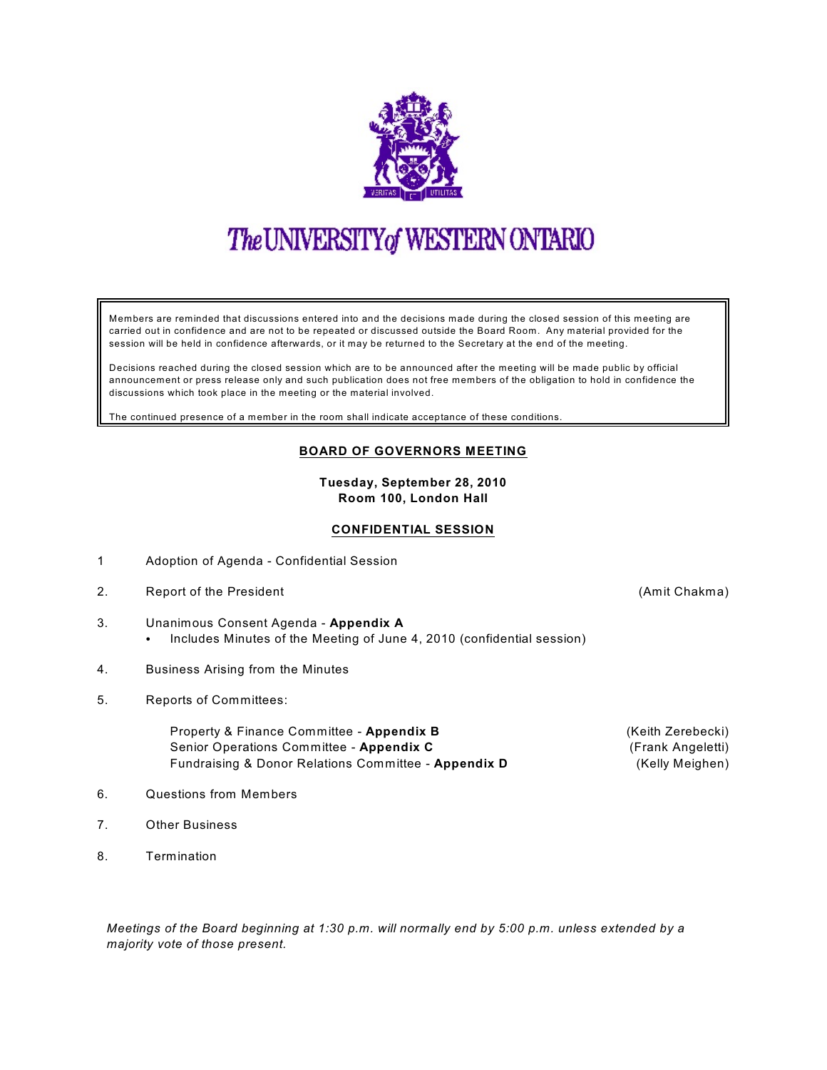The UNIVERSITY of WESTERN ONTARIO

> Members are reminded that discussions entered into and the decisions made during the closed session of this meeting are carried out in confidence and are not to be repeated or discussed outside the Board Room. Any material provided for the session will be held in confidence afterwards, or it may be returned to the Secretary at the end of the meeting.
>
> Decisions reached during the closed session which are to be announced after the meeting will be made public by official announcement or press release only and such publication does not free members of the obligation to hold in confidence the discussions which took place in the meeting or the material involved.
>
> The continued presence of a member in the room shall indicate acceptance of these conditions.

## BOARD OF GOVERNORS MEETING

**Tuesday, September 28, 2010**
**Room 100, London Hall**

## CONFIDENTIAL SESSION

1 Adoption of Agenda - Confidential Session

2. Report of the President (Amit Chakma)

3. Unanimous Consent Agenda - **Appendix A**
   - Includes Minutes of the Meeting of June 4, 2010 (confidential session)

4. Business Arising from the Minutes

5. Reports of Committees:

   Property & Finance Committee - **Appendix B** (Keith Zerebecki)
   Senior Operations Committee - **Appendix C** (Frank Angeletti)
   Fundraising & Donor Relations Committee - **Appendix D** (Kelly Meighen)

6. Questions from Members

7. Other Business

8. Termination

*Meetings of the Board beginning at 1:30 p.m. will normally end by 5:00 p.m. unless extended by a majority vote of those present.*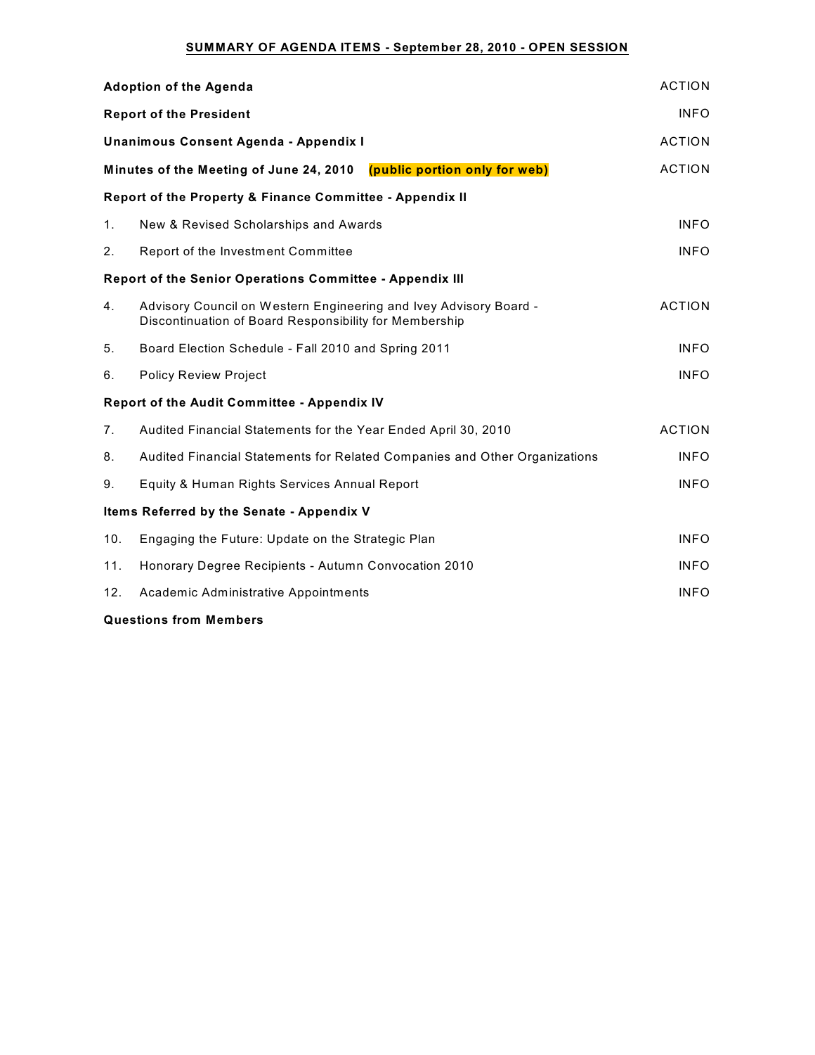## SUMMARY OF AGENDA ITEMS - September 28, 2010 - OPEN SESSION

| | | |
|---|---|---|
| **Adoption of the Agenda** | | ACTION |
| **Report of the President** | | INFO |
| **Unanimous Consent Agenda - Appendix I** | | ACTION |
| **Minutes of the Meeting of June 24, 2010** **(public portion only for web)** | | ACTION |
| **Report of the Property & Finance Committee - Appendix II** | | |
| 1. | New & Revised Scholarships and Awards | INFO |
| 2. | Report of the Investment Committee | INFO |
| **Report of the Senior Operations Committee - Appendix III** | | |
| 4. | Advisory Council on Western Engineering and Ivey Advisory Board - Discontinuation of Board Responsibility for Membership | ACTION |
| 5. | Board Election Schedule - Fall 2010 and Spring 2011 | INFO |
| 6. | Policy Review Project | INFO |
| **Report of the Audit Committee - Appendix IV** | | |
| 7. | Audited Financial Statements for the Year Ended April 30, 2010 | ACTION |
| 8. | Audited Financial Statements for Related Companies and Other Organizations | INFO |
| 9. | Equity & Human Rights Services Annual Report | INFO |
| **Items Referred by the Senate - Appendix V** | | |
| 10. | Engaging the Future: Update on the Strategic Plan | INFO |
| 11. | Honorary Degree Recipients - Autumn Convocation 2010 | INFO |
| 12. | Academic Administrative Appointments | INFO |
| **Questions from Members** | | |